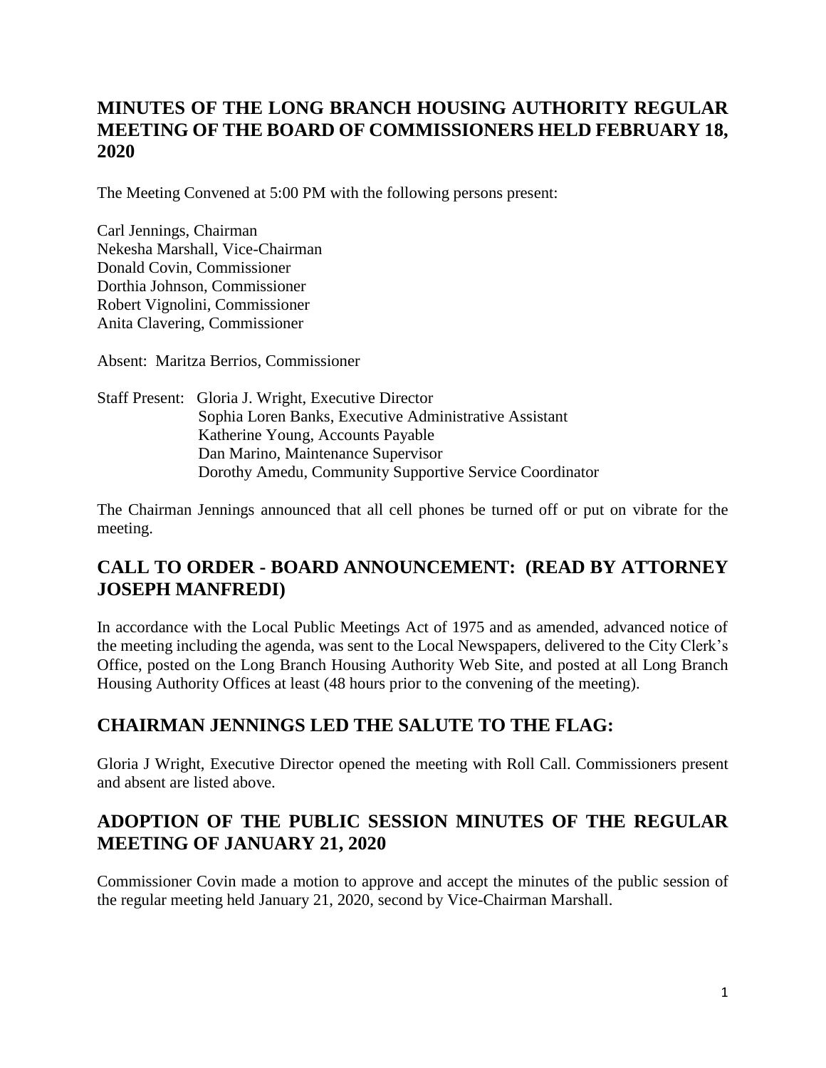# MINUTES OF THE LONG BRANCH HOUSING AUTHORITY REGULAR MEETING OF THE BOARD OF COMMISSIONERS HELD FEBRUARY 18, 2020

The Meeting Convened at 5:00 PM with the following persons present:

Carl Jennings, Chairman
Nekesha Marshall, Vice-Chairman
Donald Covin, Commissioner
Dorthia Johnson, Commissioner
Robert Vignolini, Commissioner
Anita Clavering, Commissioner

Absent: Maritza Berrios, Commissioner

Staff Present: Gloria J. Wright, Executive Director
Sophia Loren Banks, Executive Administrative Assistant
Katherine Young, Accounts Payable
Dan Marino, Maintenance Supervisor
Dorothy Amedu, Community Supportive Service Coordinator

The Chairman Jennings announced that all cell phones be turned off or put on vibrate for the meeting.

## CALL TO ORDER - BOARD ANNOUNCEMENT: (READ BY ATTORNEY JOSEPH MANFREDI)

In accordance with the Local Public Meetings Act of 1975 and as amended, advanced notice of the meeting including the agenda, was sent to the Local Newspapers, delivered to the City Clerk's Office, posted on the Long Branch Housing Authority Web Site, and posted at all Long Branch Housing Authority Offices at least (48 hours prior to the convening of the meeting).

## CHAIRMAN JENNINGS LED THE SALUTE TO THE FLAG:

Gloria J Wright, Executive Director opened the meeting with Roll Call. Commissioners present and absent are listed above.

## ADOPTION OF THE PUBLIC SESSION MINUTES OF THE REGULAR MEETING OF JANUARY 21, 2020

Commissioner Covin made a motion to approve and accept the minutes of the public session of the regular meeting held January 21, 2020, second by Vice-Chairman Marshall.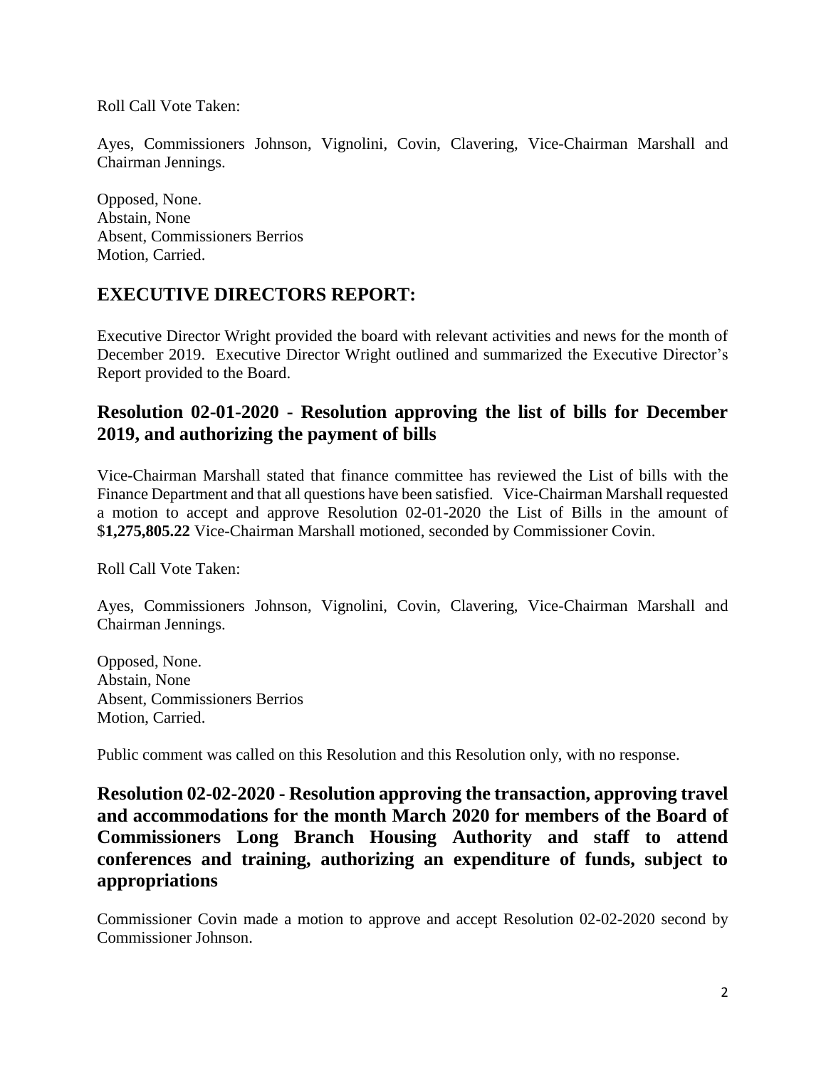Roll Call Vote Taken:

Ayes, Commissioners Johnson, Vignolini, Covin, Clavering, Vice-Chairman Marshall and Chairman Jennings.

Opposed, None.
Abstain, None
Absent, Commissioners Berrios
Motion, Carried.

## EXECUTIVE DIRECTORS REPORT:

Executive Director Wright provided the board with relevant activities and news for the month of December 2019. Executive Director Wright outlined and summarized the Executive Director's Report provided to the Board.

## Resolution 02-01-2020 - Resolution approving the list of bills for December 2019, and authorizing the payment of bills

Vice-Chairman Marshall stated that finance committee has reviewed the List of bills with the Finance Department and that all questions have been satisfied. Vice-Chairman Marshall requested a motion to accept and approve Resolution 02-01-2020 the List of Bills in the amount of $**1,275,805.22** Vice-Chairman Marshall motioned, seconded by Commissioner Covin.

Roll Call Vote Taken:

Ayes, Commissioners Johnson, Vignolini, Covin, Clavering, Vice-Chairman Marshall and Chairman Jennings.

Opposed, None.
Abstain, None
Absent, Commissioners Berrios
Motion, Carried.

Public comment was called on this Resolution and this Resolution only, with no response.

## Resolution 02-02-2020 - Resolution approving the transaction, approving travel and accommodations for the month March 2020 for members of the Board of Commissioners Long Branch Housing Authority and staff to attend conferences and training, authorizing an expenditure of funds, subject to appropriations

Commissioner Covin made a motion to approve and accept Resolution 02-02-2020 second by Commissioner Johnson.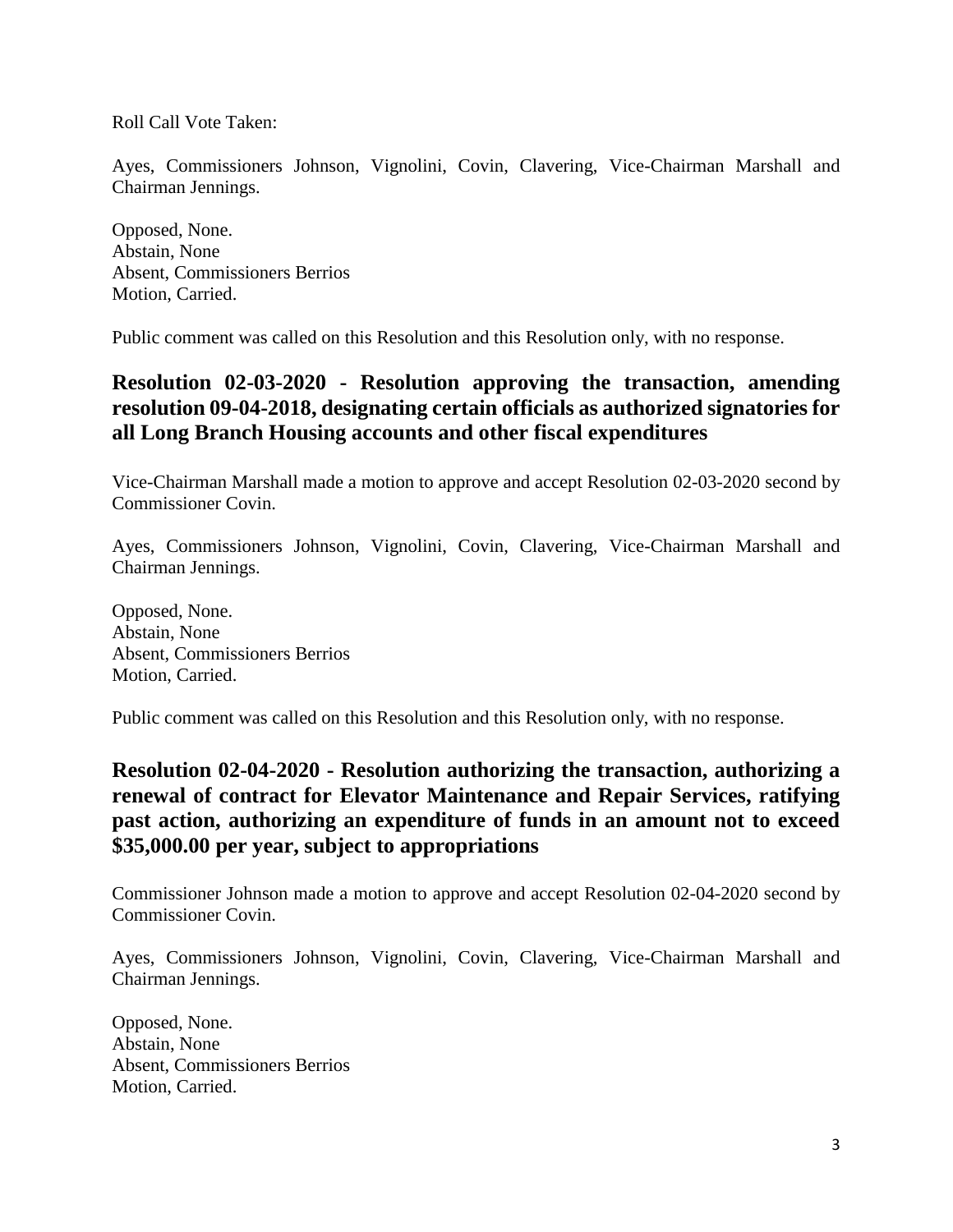Roll Call Vote Taken:

Ayes, Commissioners Johnson, Vignolini, Covin, Clavering, Vice-Chairman Marshall and Chairman Jennings.

Opposed, None.
Abstain, None
Absent, Commissioners Berrios
Motion, Carried.

Public comment was called on this Resolution and this Resolution only, with no response.

## Resolution 02-03-2020 - Resolution approving the transaction, amending resolution 09-04-2018, designating certain officials as authorized signatories for all Long Branch Housing accounts and other fiscal expenditures

Vice-Chairman Marshall made a motion to approve and accept Resolution 02-03-2020 second by Commissioner Covin.

Ayes, Commissioners Johnson, Vignolini, Covin, Clavering, Vice-Chairman Marshall and Chairman Jennings.

Opposed, None.
Abstain, None
Absent, Commissioners Berrios
Motion, Carried.

Public comment was called on this Resolution and this Resolution only, with no response.

## Resolution 02-04-2020 - Resolution authorizing the transaction, authorizing a renewal of contract for Elevator Maintenance and Repair Services, ratifying past action, authorizing an expenditure of funds in an amount not to exceed $35,000.00 per year, subject to appropriations

Commissioner Johnson made a motion to approve and accept Resolution 02-04-2020 second by Commissioner Covin.

Ayes, Commissioners Johnson, Vignolini, Covin, Clavering, Vice-Chairman Marshall and Chairman Jennings.

Opposed, None.
Abstain, None
Absent, Commissioners Berrios
Motion, Carried.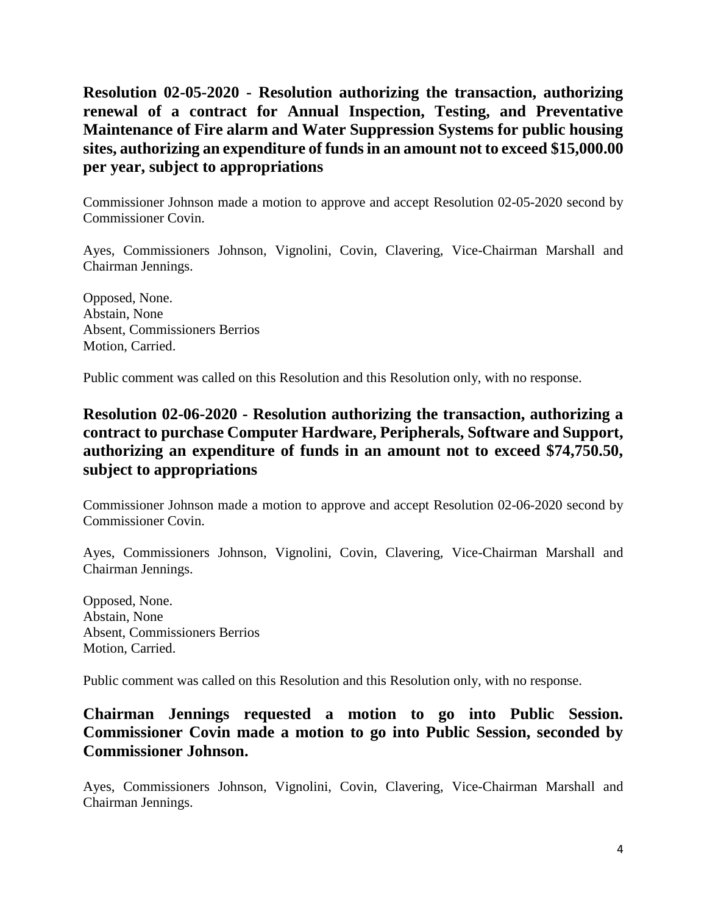**Resolution 02-05-2020 - Resolution authorizing the transaction, authorizing renewal of a contract for Annual Inspection, Testing, and Preventative Maintenance of Fire alarm and Water Suppression Systems for public housing sites, authorizing an expenditure of funds in an amount not to exceed $15,000.00 per year, subject to appropriations**

Commissioner Johnson made a motion to approve and accept Resolution 02-05-2020 second by Commissioner Covin.

Ayes, Commissioners Johnson, Vignolini, Covin, Clavering, Vice-Chairman Marshall and Chairman Jennings.

Opposed, None.
Abstain, None
Absent, Commissioners Berrios
Motion, Carried.

Public comment was called on this Resolution and this Resolution only, with no response.

**Resolution 02-06-2020 - Resolution authorizing the transaction, authorizing a contract to purchase Computer Hardware, Peripherals, Software and Support, authorizing an expenditure of funds in an amount not to exceed $74,750.50, subject to appropriations**

Commissioner Johnson made a motion to approve and accept Resolution 02-06-2020 second by Commissioner Covin.

Ayes, Commissioners Johnson, Vignolini, Covin, Clavering, Vice-Chairman Marshall and Chairman Jennings.

Opposed, None.
Abstain, None
Absent, Commissioners Berrios
Motion, Carried.

Public comment was called on this Resolution and this Resolution only, with no response.

**Chairman Jennings requested a motion to go into Public Session. Commissioner Covin made a motion to go into Public Session, seconded by Commissioner Johnson.**

Ayes, Commissioners Johnson, Vignolini, Covin, Clavering, Vice-Chairman Marshall and Chairman Jennings.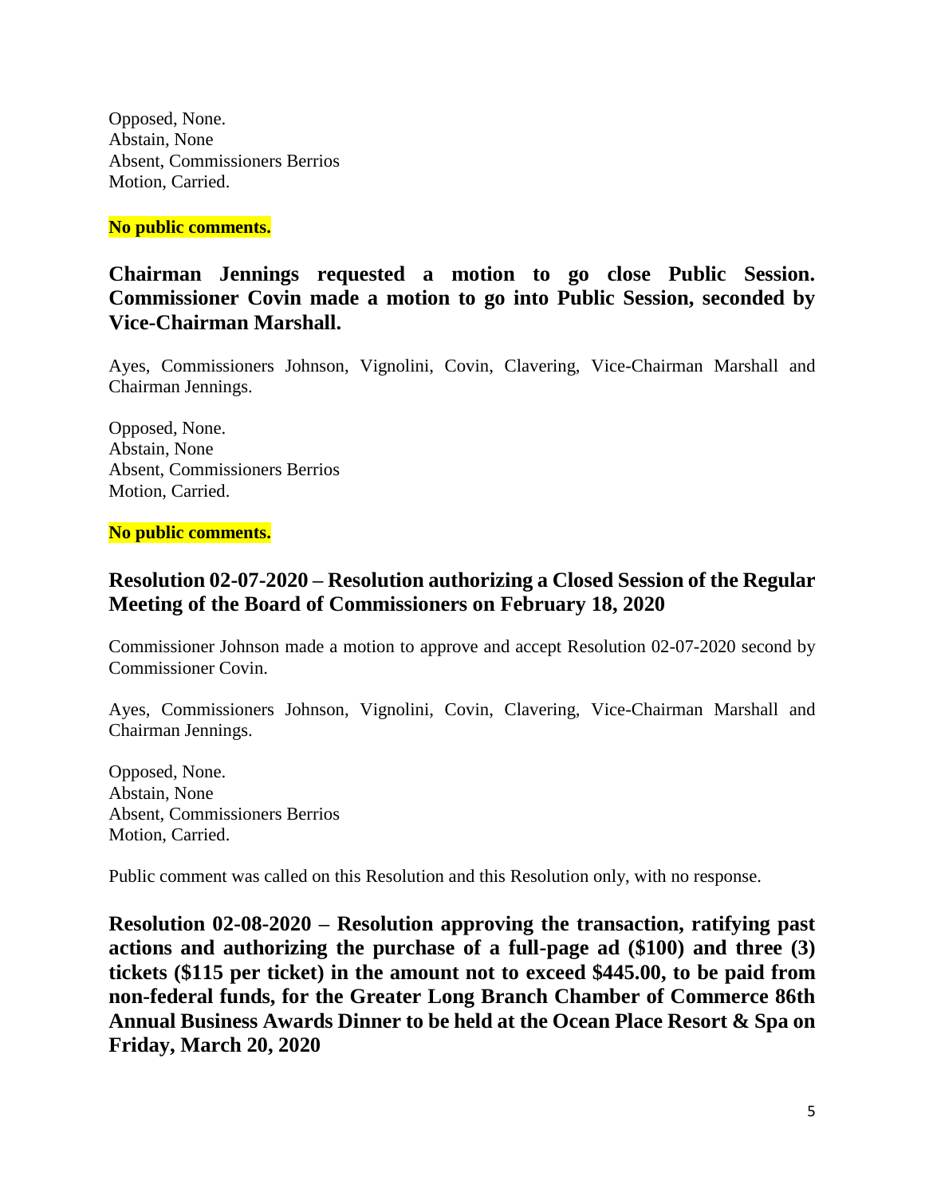Opposed, None.
Abstain, None
Absent, Commissioners Berrios
Motion, Carried.

**No public comments.**

**Chairman Jennings requested a motion to go close Public Session. Commissioner Covin made a motion to go into Public Session, seconded by Vice-Chairman Marshall.**

Ayes, Commissioners Johnson, Vignolini, Covin, Clavering, Vice-Chairman Marshall and Chairman Jennings.

Opposed, None.
Abstain, None
Absent, Commissioners Berrios
Motion, Carried.

**No public comments.**

## Resolution 02-07-2020 – Resolution authorizing a Closed Session of the Regular Meeting of the Board of Commissioners on February 18, 2020

Commissioner Johnson made a motion to approve and accept Resolution 02-07-2020 second by Commissioner Covin.

Ayes, Commissioners Johnson, Vignolini, Covin, Clavering, Vice-Chairman Marshall and Chairman Jennings.

Opposed, None.
Abstain, None
Absent, Commissioners Berrios
Motion, Carried.

Public comment was called on this Resolution and this Resolution only, with no response.

**Resolution 02-08-2020 – Resolution approving the transaction, ratifying past actions and authorizing the purchase of a full-page ad ($100) and three (3) tickets ($115 per ticket) in the amount not to exceed $445.00, to be paid from non-federal funds, for the Greater Long Branch Chamber of Commerce 86th Annual Business Awards Dinner to be held at the Ocean Place Resort & Spa on Friday, March 20, 2020**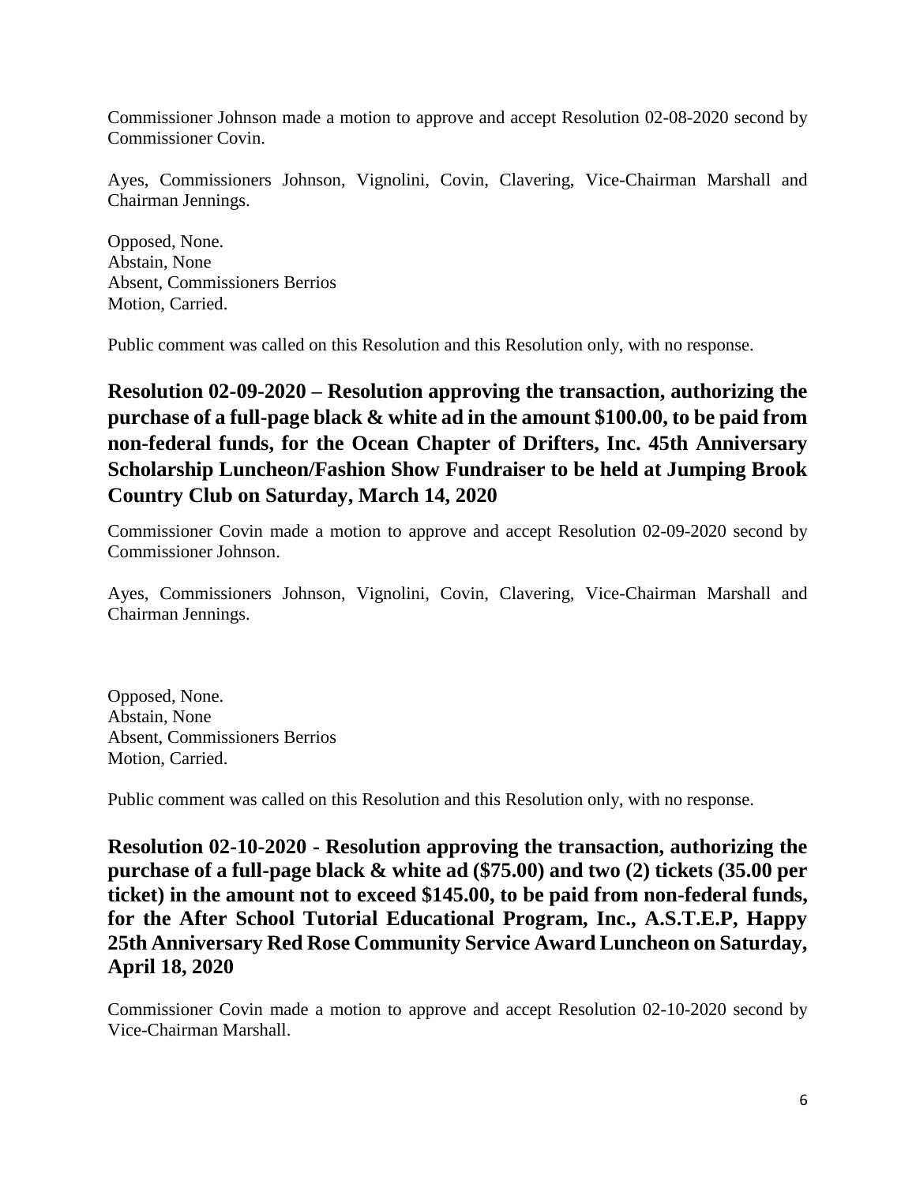Commissioner Johnson made a motion to approve and accept Resolution 02-08-2020 second by Commissioner Covin.

Ayes, Commissioners Johnson, Vignolini, Covin, Clavering, Vice-Chairman Marshall and Chairman Jennings.

Opposed, None.
Abstain, None
Absent, Commissioners Berrios
Motion, Carried.

Public comment was called on this Resolution and this Resolution only, with no response.

## Resolution 02-09-2020 – Resolution approving the transaction, authorizing the purchase of a full-page black & white ad in the amount $100.00, to be paid from non-federal funds, for the Ocean Chapter of Drifters, Inc. 45th Anniversary Scholarship Luncheon/Fashion Show Fundraiser to be held at Jumping Brook Country Club on Saturday, March 14, 2020

Commissioner Covin made a motion to approve and accept Resolution 02-09-2020 second by Commissioner Johnson.

Ayes, Commissioners Johnson, Vignolini, Covin, Clavering, Vice-Chairman Marshall and Chairman Jennings.

Opposed, None.
Abstain, None
Absent, Commissioners Berrios
Motion, Carried.

Public comment was called on this Resolution and this Resolution only, with no response.

## Resolution 02-10-2020 - Resolution approving the transaction, authorizing the purchase of a full-page black & white ad ($75.00) and two (2) tickets (35.00 per ticket) in the amount not to exceed $145.00, to be paid from non-federal funds, for the After School Tutorial Educational Program, Inc., A.S.T.E.P, Happy 25th Anniversary Red Rose Community Service Award Luncheon on Saturday, April 18, 2020

Commissioner Covin made a motion to approve and accept Resolution 02-10-2020 second by Vice-Chairman Marshall.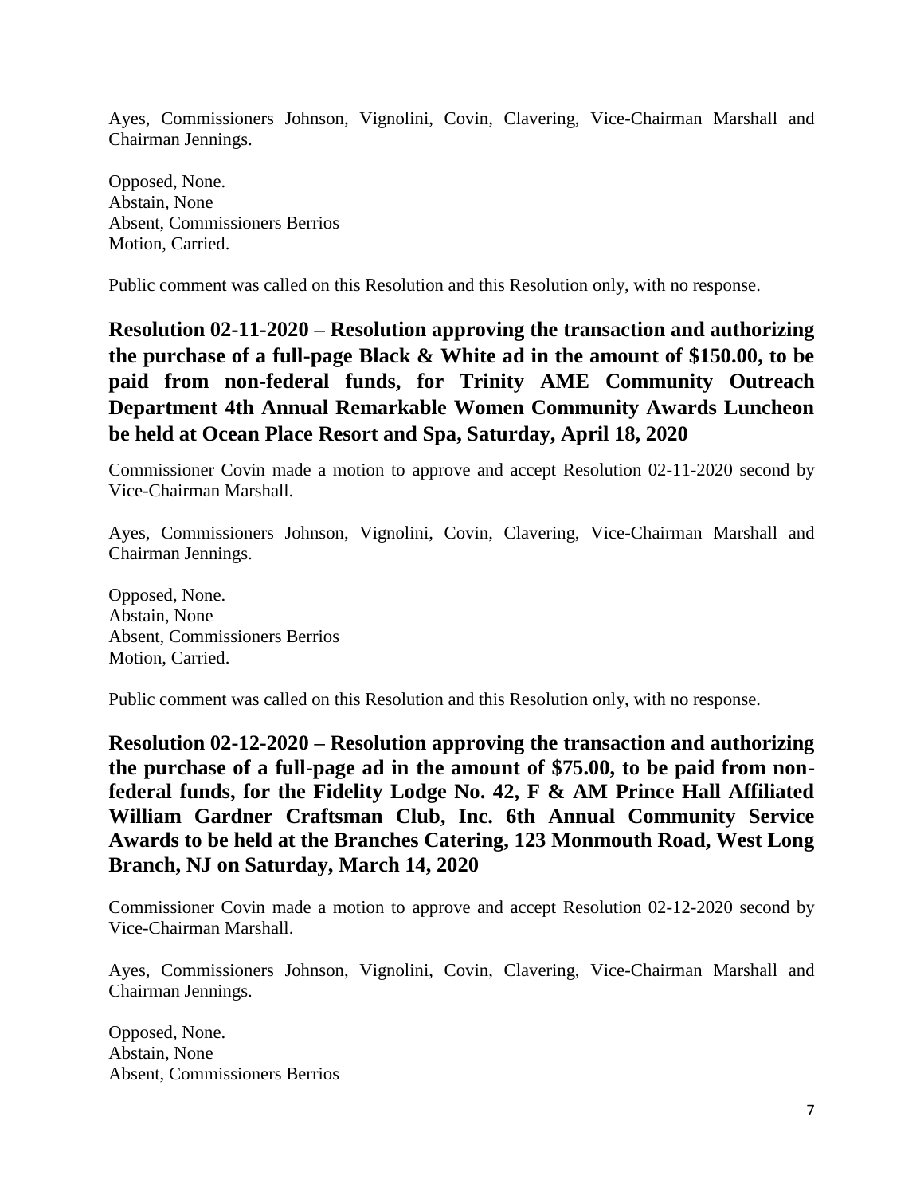Ayes, Commissioners Johnson, Vignolini, Covin, Clavering, Vice-Chairman Marshall and Chairman Jennings.

Opposed, None.
Abstain, None
Absent, Commissioners Berrios
Motion, Carried.

Public comment was called on this Resolution and this Resolution only, with no response.

## Resolution 02-11-2020 – Resolution approving the transaction and authorizing the purchase of a full-page Black & White ad in the amount of $150.00, to be paid from non-federal funds, for Trinity AME Community Outreach Department 4th Annual Remarkable Women Community Awards Luncheon be held at Ocean Place Resort and Spa, Saturday, April 18, 2020

Commissioner Covin made a motion to approve and accept Resolution 02-11-2020 second by Vice-Chairman Marshall.

Ayes, Commissioners Johnson, Vignolini, Covin, Clavering, Vice-Chairman Marshall and Chairman Jennings.

Opposed, None.
Abstain, None
Absent, Commissioners Berrios
Motion, Carried.

Public comment was called on this Resolution and this Resolution only, with no response.

## Resolution 02-12-2020 – Resolution approving the transaction and authorizing the purchase of a full-page ad in the amount of $75.00, to be paid from non-federal funds, for the Fidelity Lodge No. 42, F & AM Prince Hall Affiliated William Gardner Craftsman Club, Inc. 6th Annual Community Service Awards to be held at the Branches Catering, 123 Monmouth Road, West Long Branch, NJ on Saturday, March 14, 2020

Commissioner Covin made a motion to approve and accept Resolution 02-12-2020 second by Vice-Chairman Marshall.

Ayes, Commissioners Johnson, Vignolini, Covin, Clavering, Vice-Chairman Marshall and Chairman Jennings.

Opposed, None.
Abstain, None
Absent, Commissioners Berrios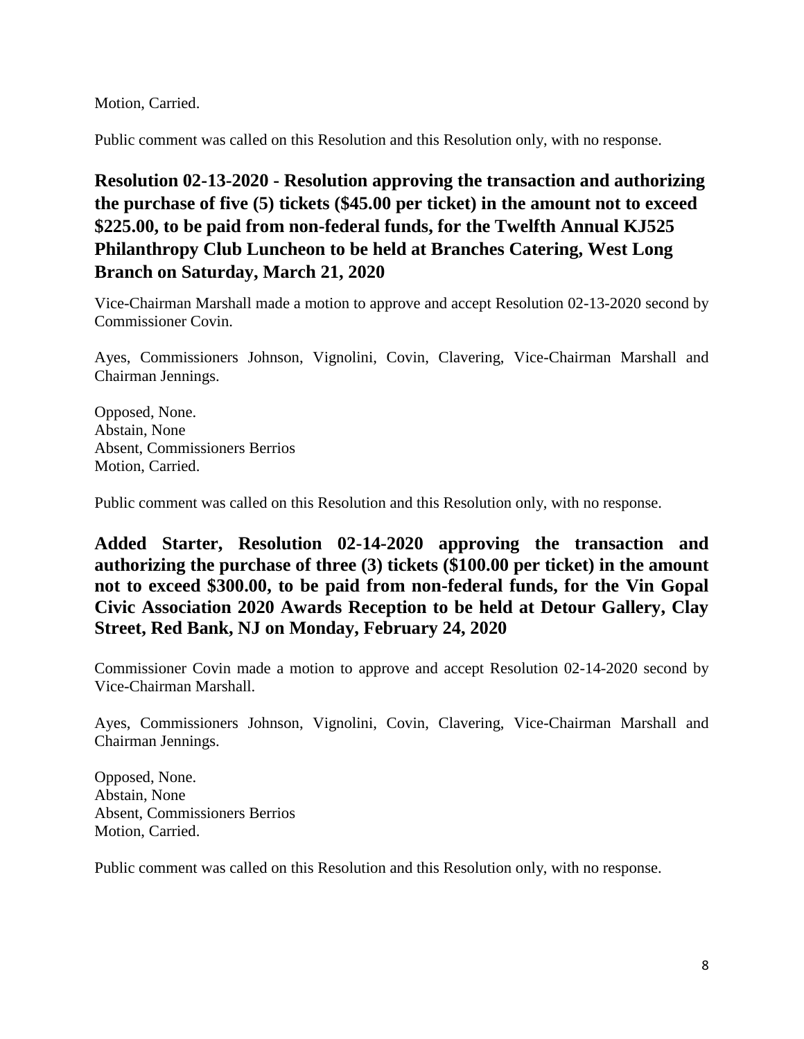Motion, Carried.

Public comment was called on this Resolution and this Resolution only, with no response.

### Resolution 02-13-2020 - Resolution approving the transaction and authorizing the purchase of five (5) tickets ($45.00 per ticket) in the amount not to exceed $225.00, to be paid from non-federal funds, for the Twelfth Annual KJ525 Philanthropy Club Luncheon to be held at Branches Catering, West Long Branch on Saturday, March 21, 2020

Vice-Chairman Marshall made a motion to approve and accept Resolution 02-13-2020 second by Commissioner Covin.

Ayes, Commissioners Johnson, Vignolini, Covin, Clavering, Vice-Chairman Marshall and Chairman Jennings.

Opposed, None.
Abstain, None
Absent, Commissioners Berrios
Motion, Carried.

Public comment was called on this Resolution and this Resolution only, with no response.

### Added Starter, Resolution 02-14-2020 approving the transaction and authorizing the purchase of three (3) tickets ($100.00 per ticket) in the amount not to exceed $300.00, to be paid from non-federal funds, for the Vin Gopal Civic Association 2020 Awards Reception to be held at Detour Gallery, Clay Street, Red Bank, NJ on Monday, February 24, 2020

Commissioner Covin made a motion to approve and accept Resolution 02-14-2020 second by Vice-Chairman Marshall.

Ayes, Commissioners Johnson, Vignolini, Covin, Clavering, Vice-Chairman Marshall and Chairman Jennings.

Opposed, None.
Abstain, None
Absent, Commissioners Berrios
Motion, Carried.

Public comment was called on this Resolution and this Resolution only, with no response.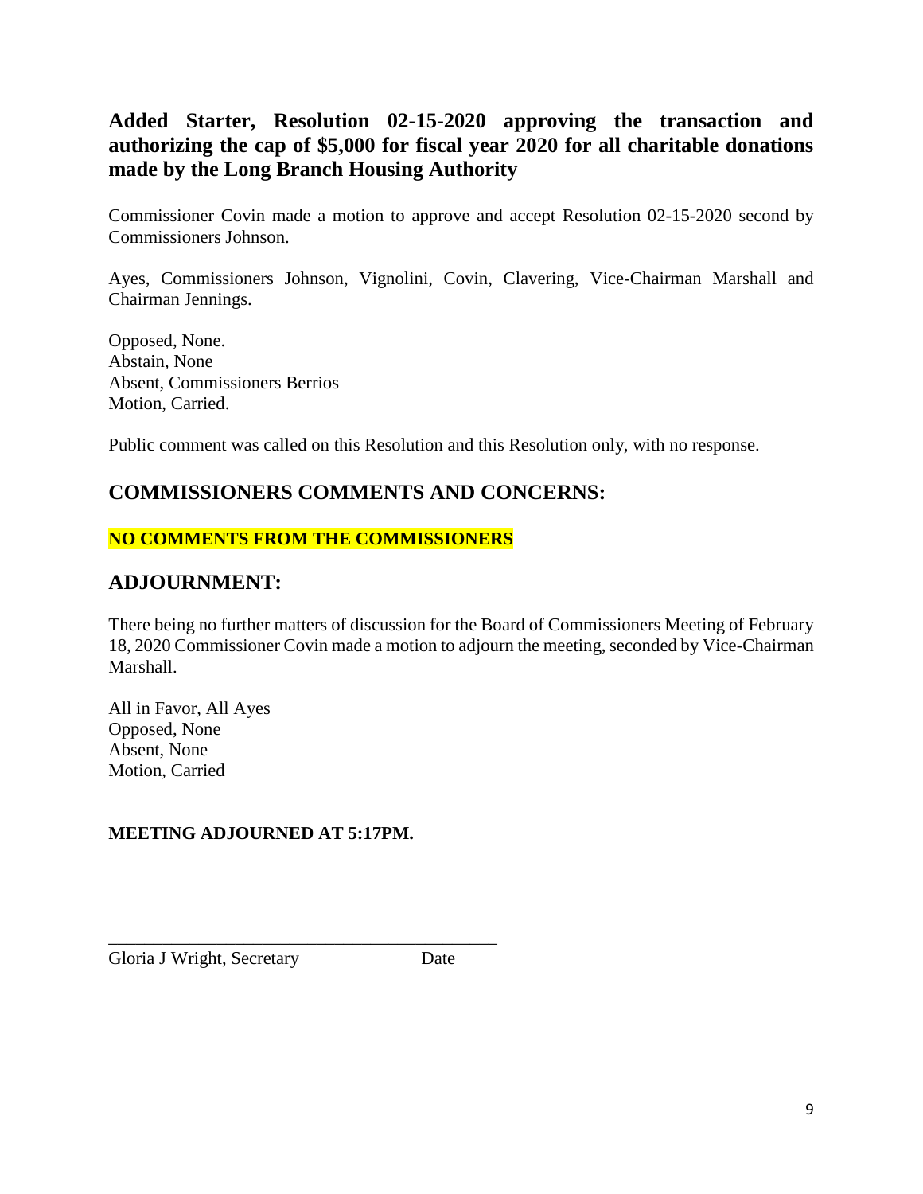### Added Starter, Resolution 02-15-2020 approving the transaction and authorizing the cap of $5,000 for fiscal year 2020 for all charitable donations made by the Long Branch Housing Authority

Commissioner Covin made a motion to approve and accept Resolution 02-15-2020 second by Commissioners Johnson.

Ayes, Commissioners Johnson, Vignolini, Covin, Clavering, Vice-Chairman Marshall and Chairman Jennings.

Opposed, None.
Abstain, None
Absent, Commissioners Berrios
Motion, Carried.

Public comment was called on this Resolution and this Resolution only, with no response.

## COMMISSIONERS COMMENTS AND CONCERNS:

**NO COMMENTS FROM THE COMMISSIONERS**

## ADJOURNMENT:

There being no further matters of discussion for the Board of Commissioners Meeting of February 18, 2020 Commissioner Covin made a motion to adjourn the meeting, seconded by Vice-Chairman Marshall.

All in Favor, All Ayes
Opposed, None
Absent, None
Motion, Carried

**MEETING ADJOURNED AT 5:17PM.**

_____________________________________________

Gloria J Wright, Secretary Date